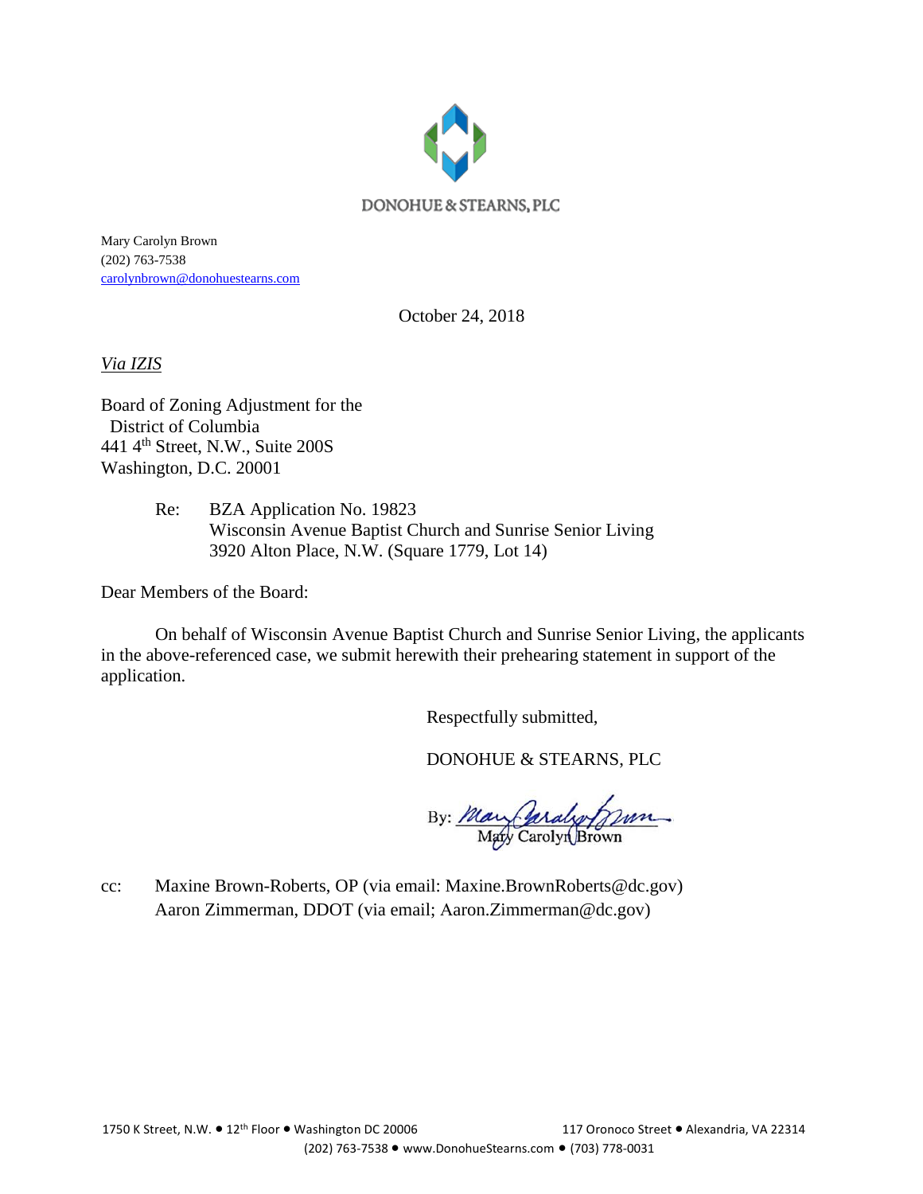DONOHUE & STEARNS, PLC

Mary Carolyn Brown
(202) 763-7538
carolynbrown@donohuestearns.com

October 24, 2018

*Via IZIS*

Board of Zoning Adjustment for the
District of Columbia
441 4th Street, N.W., Suite 200S
Washington, D.C. 20001

Re: BZA Application No. 19823
Wisconsin Avenue Baptist Church and Sunrise Senior Living
3920 Alton Place, N.W. (Square 1779, Lot 14)

Dear Members of the Board:

On behalf of Wisconsin Avenue Baptist Church and Sunrise Senior Living, the applicants in the above-referenced case, we submit herewith their prehearing statement in support of the application.

Respectfully submitted,

DONOHUE & STEARNS, PLC

By: Mary Carolyn Brown

cc: Maxine Brown-Roberts, OP (via email: Maxine.BrownRoberts@dc.gov)
Aaron Zimmerman, DDOT (via email; Aaron.Zimmerman@dc.gov)

1750 K Street, N.W. • 12th Floor • Washington DC 20006 117 Oronoco Street • Alexandria, VA 22314
(202) 763-7538 • www.DonohueStearns.com • (703) 778-0031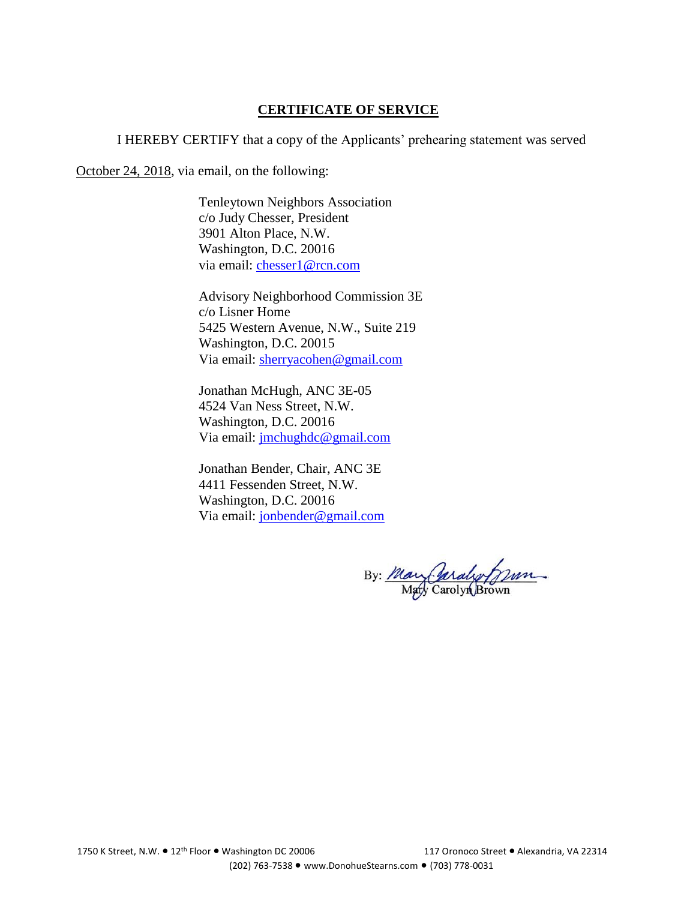**CERTIFICATE OF SERVICE**

I HEREBY CERTIFY that a copy of the Applicants' prehearing statement was served October 24, 2018, via email, on the following:

Tenleytown Neighbors Association
c/o Judy Chesser, President
3901 Alton Place, N.W.
Washington, D.C. 20016
via email: chesser1@rcn.com

Advisory Neighborhood Commission 3E
c/o Lisner Home
5425 Western Avenue, N.W., Suite 219
Washington, D.C. 20015
Via email: sherryacohen@gmail.com

Jonathan McHugh, ANC 3E-05
4524 Van Ness Street, N.W.
Washington, D.C. 20016
Via email: jmchughdc@gmail.com

Jonathan Bender, Chair, ANC 3E
4411 Fessenden Street, N.W.
Washington, D.C. 20016
Via email: jonbender@gmail.com

By: Mary Carolyn Brown
Mary Carolyn Brown

1750 K Street, N.W. • 12th Floor • Washington DC 20006 117 Oronoco Street • Alexandria, VA 22314
(202) 763-7538 • www.DonohueStearns.com • (703) 778-0031